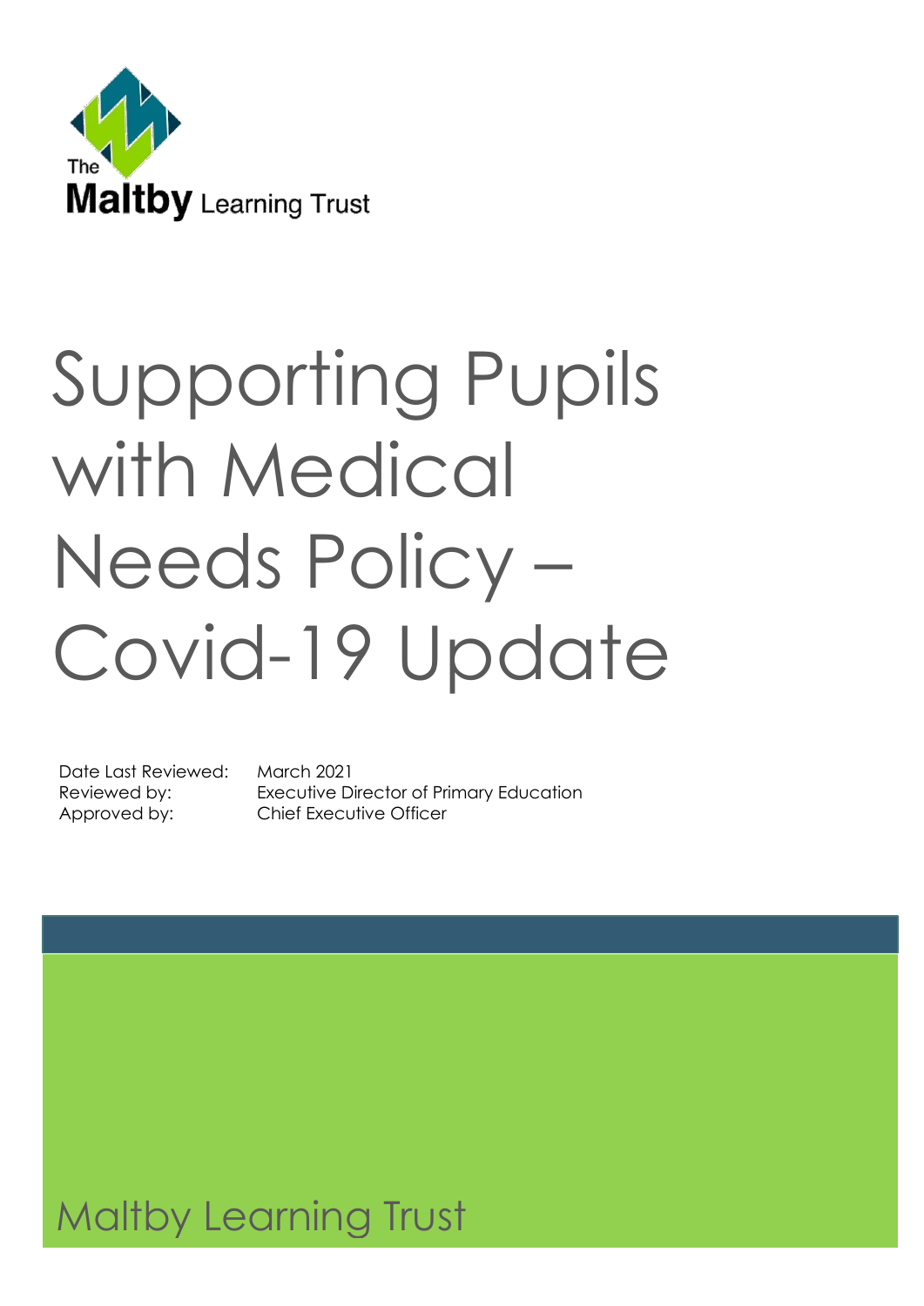The Maltby Learning Trust

# Supporting Pupils with Medical Needs Policy – Covid-19 Update

| | |
|---|---|
| Date Last Reviewed: | March 2021 |
| Reviewed by: | Executive Director of Primary Education |
| Approved by: | Chief Executive Officer |

Maltby Learning Trust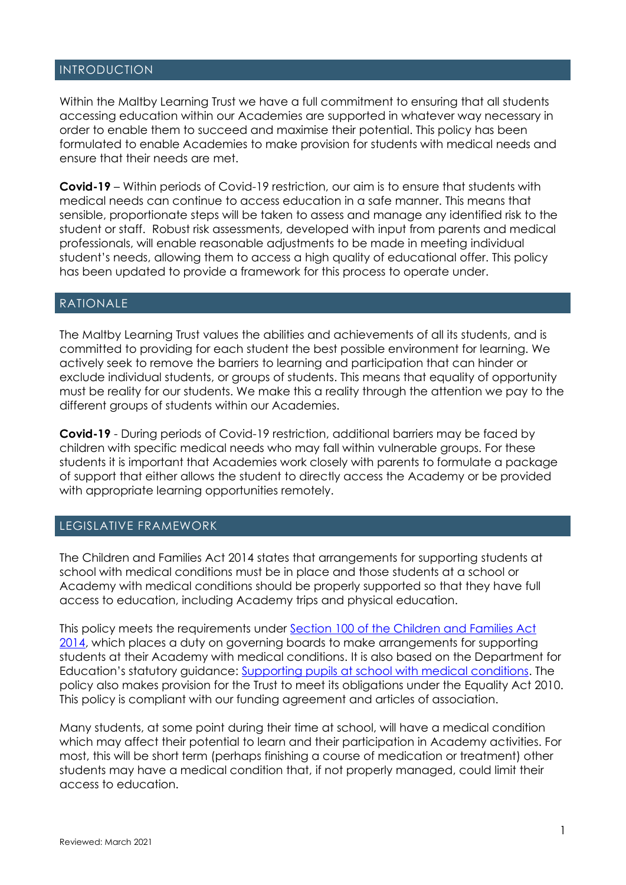## INTRODUCTION

Within the Maltby Learning Trust we have a full commitment to ensuring that all students accessing education within our Academies are supported in whatever way necessary in order to enable them to succeed and maximise their potential. This policy has been formulated to enable Academies to make provision for students with medical needs and ensure that their needs are met.

**Covid-19** – Within periods of Covid-19 restriction, our aim is to ensure that students with medical needs can continue to access education in a safe manner. This means that sensible, proportionate steps will be taken to assess and manage any identified risk to the student or staff. Robust risk assessments, developed with input from parents and medical professionals, will enable reasonable adjustments to be made in meeting individual student's needs, allowing them to access a high quality of educational offer. This policy has been updated to provide a framework for this process to operate under.

## RATIONALE

The Maltby Learning Trust values the abilities and achievements of all its students, and is committed to providing for each student the best possible environment for learning. We actively seek to remove the barriers to learning and participation that can hinder or exclude individual students, or groups of students. This means that equality of opportunity must be reality for our students. We make this a reality through the attention we pay to the different groups of students within our Academies.

**Covid-19** - During periods of Covid-19 restriction, additional barriers may be faced by children with specific medical needs who may fall within vulnerable groups. For these students it is important that Academies work closely with parents to formulate a package of support that either allows the student to directly access the Academy or be provided with appropriate learning opportunities remotely.

## LEGISLATIVE FRAMEWORK

The Children and Families Act 2014 states that arrangements for supporting students at school with medical conditions must be in place and those students at a school or Academy with medical conditions should be properly supported so that they have full access to education, including Academy trips and physical education.

This policy meets the requirements under Section 100 of the Children and Families Act 2014, which places a duty on governing boards to make arrangements for supporting students at their Academy with medical conditions. It is also based on the Department for Education's statutory guidance: Supporting pupils at school with medical conditions. The policy also makes provision for the Trust to meet its obligations under the Equality Act 2010. This policy is compliant with our funding agreement and articles of association.

Many students, at some point during their time at school, will have a medical condition which may affect their potential to learn and their participation in Academy activities. For most, this will be short term (perhaps finishing a course of medication or treatment) other students may have a medical condition that, if not properly managed, could limit their access to education.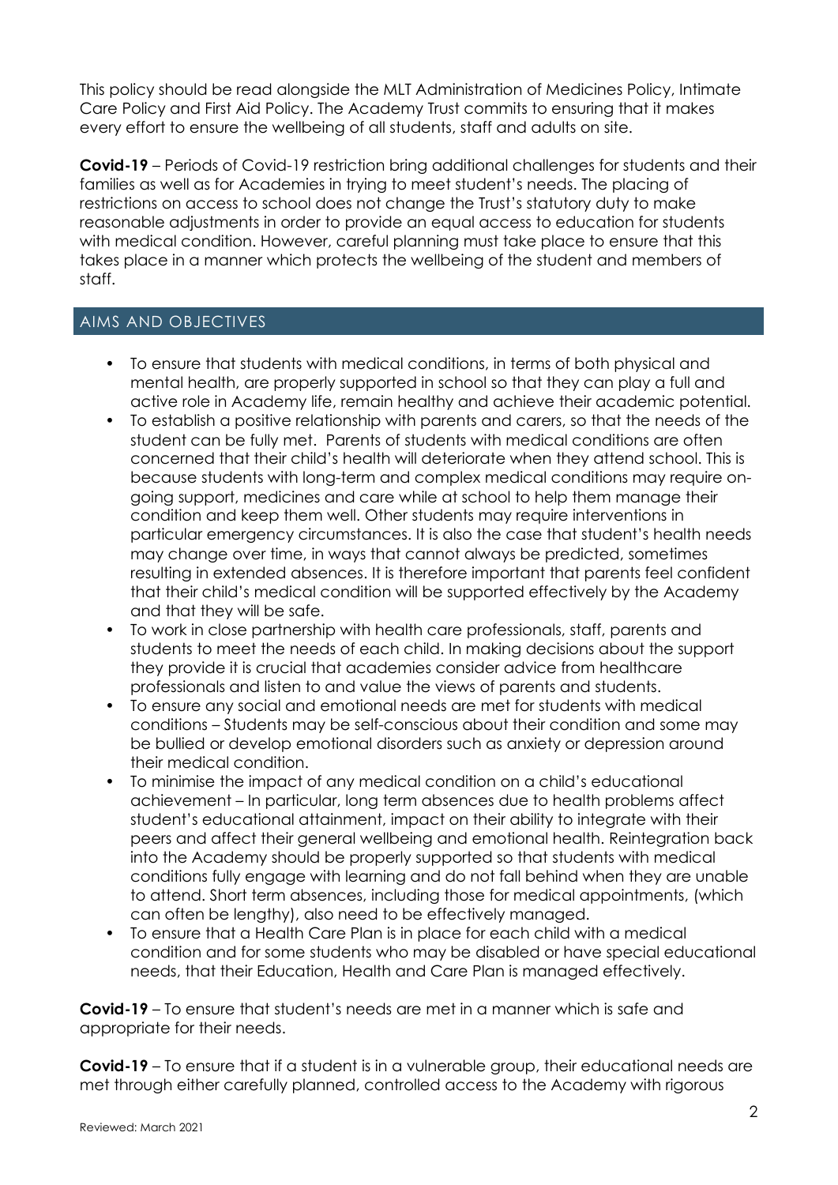This policy should be read alongside the MLT Administration of Medicines Policy, Intimate Care Policy and First Aid Policy. The Academy Trust commits to ensuring that it makes every effort to ensure the wellbeing of all students, staff and adults on site.

**Covid-19** – Periods of Covid-19 restriction bring additional challenges for students and their families as well as for Academies in trying to meet student's needs. The placing of restrictions on access to school does not change the Trust's statutory duty to make reasonable adjustments in order to provide an equal access to education for students with medical condition. However, careful planning must take place to ensure that this takes place in a manner which protects the wellbeing of the student and members of staff.

## AIMS AND OBJECTIVES

- To ensure that students with medical conditions, in terms of both physical and mental health, are properly supported in school so that they can play a full and active role in Academy life, remain healthy and achieve their academic potential.
- To establish a positive relationship with parents and carers, so that the needs of the student can be fully met. Parents of students with medical conditions are often concerned that their child's health will deteriorate when they attend school. This is because students with long-term and complex medical conditions may require on-going support, medicines and care while at school to help them manage their condition and keep them well. Other students may require interventions in particular emergency circumstances. It is also the case that student's health needs may change over time, in ways that cannot always be predicted, sometimes resulting in extended absences. It is therefore important that parents feel confident that their child's medical condition will be supported effectively by the Academy and that they will be safe.
- To work in close partnership with health care professionals, staff, parents and students to meet the needs of each child. In making decisions about the support they provide it is crucial that academies consider advice from healthcare professionals and listen to and value the views of parents and students.
- To ensure any social and emotional needs are met for students with medical conditions – Students may be self-conscious about their condition and some may be bullied or develop emotional disorders such as anxiety or depression around their medical condition.
- To minimise the impact of any medical condition on a child's educational achievement – In particular, long term absences due to health problems affect student's educational attainment, impact on their ability to integrate with their peers and affect their general wellbeing and emotional health. Reintegration back into the Academy should be properly supported so that students with medical conditions fully engage with learning and do not fall behind when they are unable to attend. Short term absences, including those for medical appointments, (which can often be lengthy), also need to be effectively managed.
- To ensure that a Health Care Plan is in place for each child with a medical condition and for some students who may be disabled or have special educational needs, that their Education, Health and Care Plan is managed effectively.

**Covid-19** – To ensure that student's needs are met in a manner which is safe and appropriate for their needs.

**Covid-19** – To ensure that if a student is in a vulnerable group, their educational needs are met through either carefully planned, controlled access to the Academy with rigorous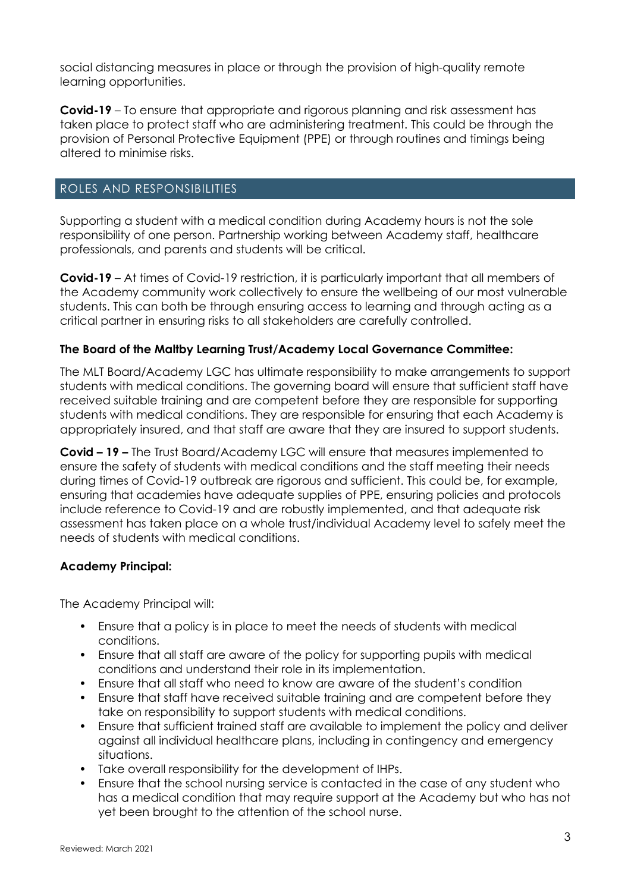social distancing measures in place or through the provision of high-quality remote learning opportunities.

**Covid-19** – To ensure that appropriate and rigorous planning and risk assessment has taken place to protect staff who are administering treatment. This could be through the provision of Personal Protective Equipment (PPE) or through routines and timings being altered to minimise risks.

## ROLES AND RESPONSIBILITIES

Supporting a student with a medical condition during Academy hours is not the sole responsibility of one person. Partnership working between Academy staff, healthcare professionals, and parents and students will be critical.

**Covid-19** – At times of Covid-19 restriction, it is particularly important that all members of the Academy community work collectively to ensure the wellbeing of our most vulnerable students. This can both be through ensuring access to learning and through acting as a critical partner in ensuring risks to all stakeholders are carefully controlled.

**The Board of the Maltby Learning Trust/Academy Local Governance Committee:**

The MLT Board/Academy LGC has ultimate responsibility to make arrangements to support students with medical conditions. The governing board will ensure that sufficient staff have received suitable training and are competent before they are responsible for supporting students with medical conditions. They are responsible for ensuring that each Academy is appropriately insured, and that staff are aware that they are insured to support students.

**Covid – 19 –** The Trust Board/Academy LGC will ensure that measures implemented to ensure the safety of students with medical conditions and the staff meeting their needs during times of Covid-19 outbreak are rigorous and sufficient. This could be, for example, ensuring that academies have adequate supplies of PPE, ensuring policies and protocols include reference to Covid-19 and are robustly implemented, and that adequate risk assessment has taken place on a whole trust/individual Academy level to safely meet the needs of students with medical conditions.

**Academy Principal:**

The Academy Principal will:

- Ensure that a policy is in place to meet the needs of students with medical conditions.
- Ensure that all staff are aware of the policy for supporting pupils with medical conditions and understand their role in its implementation.
- Ensure that all staff who need to know are aware of the student's condition
- Ensure that staff have received suitable training and are competent before they take on responsibility to support students with medical conditions.
- Ensure that sufficient trained staff are available to implement the policy and deliver against all individual healthcare plans, including in contingency and emergency situations.
- Take overall responsibility for the development of IHPs.
- Ensure that the school nursing service is contacted in the case of any student who has a medical condition that may require support at the Academy but who has not yet been brought to the attention of the school nurse.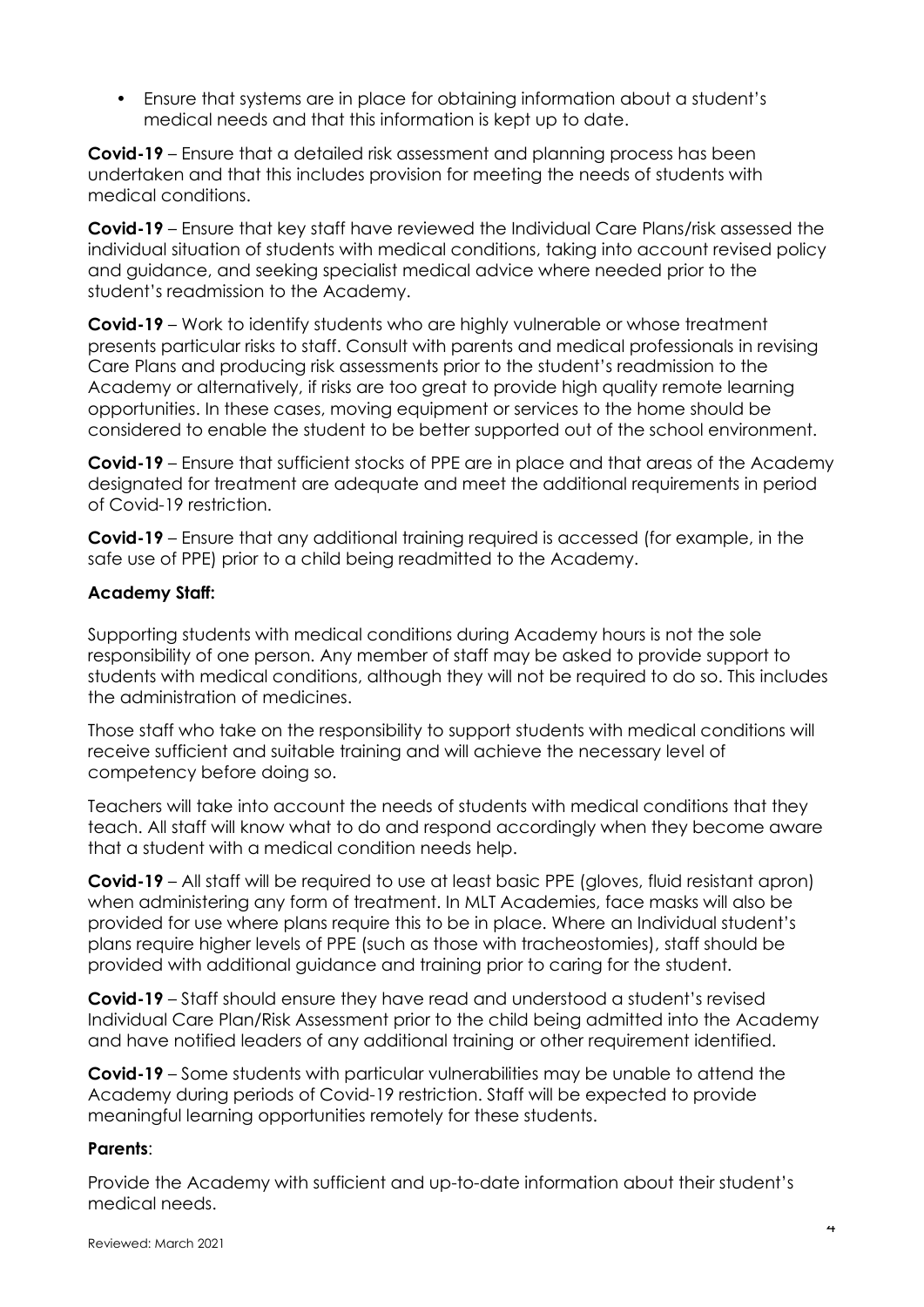- Ensure that systems are in place for obtaining information about a student's medical needs and that this information is kept up to date.

**Covid-19** – Ensure that a detailed risk assessment and planning process has been undertaken and that this includes provision for meeting the needs of students with medical conditions.

**Covid-19** – Ensure that key staff have reviewed the Individual Care Plans/risk assessed the individual situation of students with medical conditions, taking into account revised policy and guidance, and seeking specialist medical advice where needed prior to the student's readmission to the Academy.

**Covid-19** – Work to identify students who are highly vulnerable or whose treatment presents particular risks to staff. Consult with parents and medical professionals in revising Care Plans and producing risk assessments prior to the student's readmission to the Academy or alternatively, if risks are too great to provide high quality remote learning opportunities. In these cases, moving equipment or services to the home should be considered to enable the student to be better supported out of the school environment.

**Covid-19** – Ensure that sufficient stocks of PPE are in place and that areas of the Academy designated for treatment are adequate and meet the additional requirements in period of Covid-19 restriction.

**Covid-19** – Ensure that any additional training required is accessed (for example, in the safe use of PPE) prior to a child being readmitted to the Academy.

**Academy Staff:**

Supporting students with medical conditions during Academy hours is not the sole responsibility of one person. Any member of staff may be asked to provide support to students with medical conditions, although they will not be required to do so. This includes the administration of medicines.

Those staff who take on the responsibility to support students with medical conditions will receive sufficient and suitable training and will achieve the necessary level of competency before doing so.

Teachers will take into account the needs of students with medical conditions that they teach. All staff will know what to do and respond accordingly when they become aware that a student with a medical condition needs help.

**Covid-19** – All staff will be required to use at least basic PPE (gloves, fluid resistant apron) when administering any form of treatment. In MLT Academies, face masks will also be provided for use where plans require this to be in place. Where an Individual student's plans require higher levels of PPE (such as those with tracheostomies), staff should be provided with additional guidance and training prior to caring for the student.

**Covid-19** – Staff should ensure they have read and understood a student's revised Individual Care Plan/Risk Assessment prior to the child being admitted into the Academy and have notified leaders of any additional training or other requirement identified.

**Covid-19** – Some students with particular vulnerabilities may be unable to attend the Academy during periods of Covid-19 restriction. Staff will be expected to provide meaningful learning opportunities remotely for these students.

**Parents**:

Provide the Academy with sufficient and up-to-date information about their student's medical needs.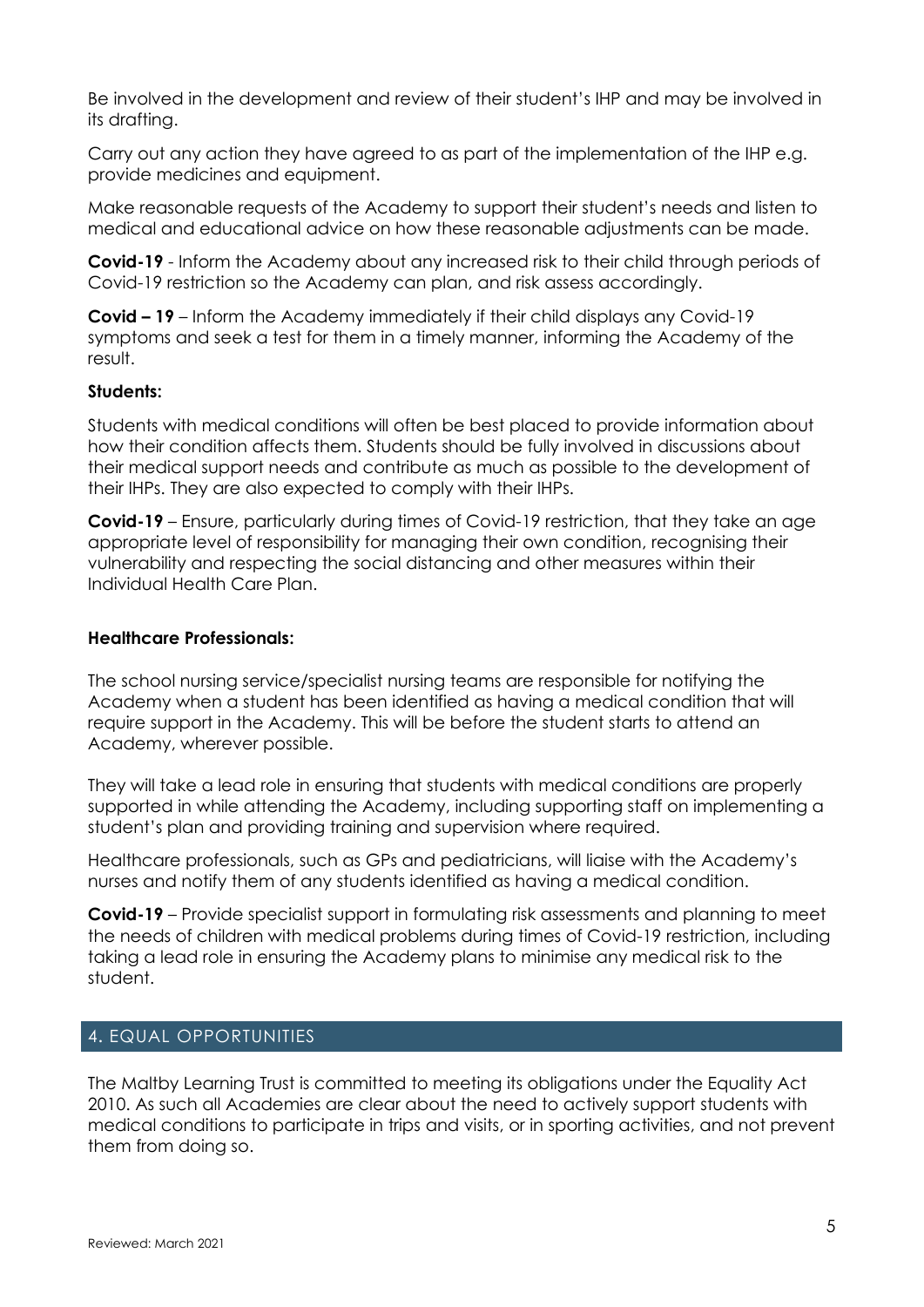Be involved in the development and review of their student's IHP and may be involved in its drafting.

Carry out any action they have agreed to as part of the implementation of the IHP e.g. provide medicines and equipment.

Make reasonable requests of the Academy to support their student's needs and listen to medical and educational advice on how these reasonable adjustments can be made.

**Covid-19** - Inform the Academy about any increased risk to their child through periods of Covid-19 restriction so the Academy can plan, and risk assess accordingly.

**Covid – 19** – Inform the Academy immediately if their child displays any Covid-19 symptoms and seek a test for them in a timely manner, informing the Academy of the result.

**Students:**

Students with medical conditions will often be best placed to provide information about how their condition affects them. Students should be fully involved in discussions about their medical support needs and contribute as much as possible to the development of their IHPs. They are also expected to comply with their IHPs.

**Covid-19** – Ensure, particularly during times of Covid-19 restriction, that they take an age appropriate level of responsibility for managing their own condition, recognising their vulnerability and respecting the social distancing and other measures within their Individual Health Care Plan.

**Healthcare Professionals:**

The school nursing service/specialist nursing teams are responsible for notifying the Academy when a student has been identified as having a medical condition that will require support in the Academy. This will be before the student starts to attend an Academy, wherever possible.

They will take a lead role in ensuring that students with medical conditions are properly supported in while attending the Academy, including supporting staff on implementing a student's plan and providing training and supervision where required.

Healthcare professionals, such as GPs and pediatricians, will liaise with the Academy's nurses and notify them of any students identified as having a medical condition.

**Covid-19** – Provide specialist support in formulating risk assessments and planning to meet the needs of children with medical problems during times of Covid-19 restriction, including taking a lead role in ensuring the Academy plans to minimise any medical risk to the student.

## 4. EQUAL OPPORTUNITIES

The Maltby Learning Trust is committed to meeting its obligations under the Equality Act 2010. As such all Academies are clear about the need to actively support students with medical conditions to participate in trips and visits, or in sporting activities, and not prevent them from doing so.

Reviewed: March 2021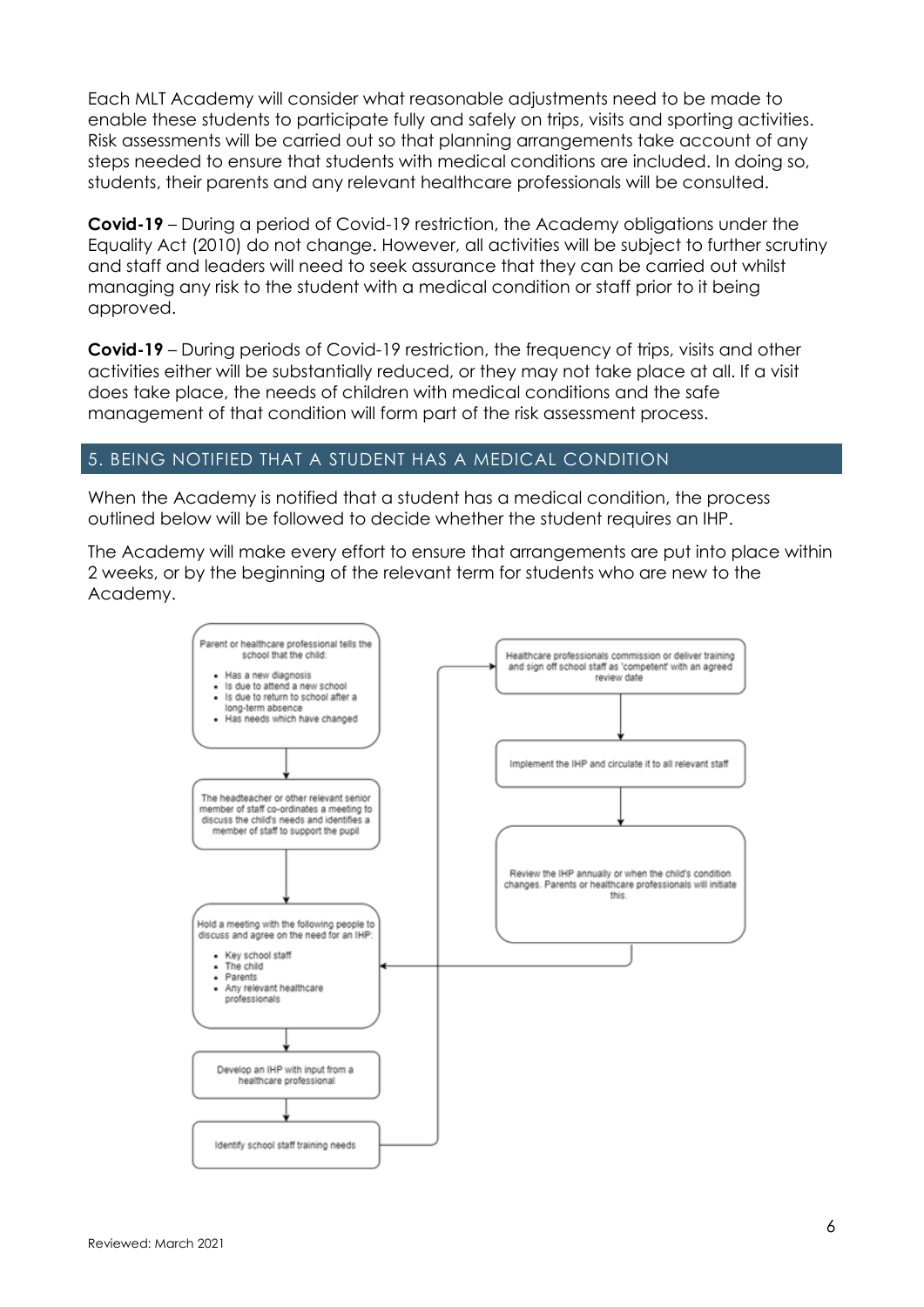Each MLT Academy will consider what reasonable adjustments need to be made to enable these students to participate fully and safely on trips, visits and sporting activities. Risk assessments will be carried out so that planning arrangements take account of any steps needed to ensure that students with medical conditions are included. In doing so, students, their parents and any relevant healthcare professionals will be consulted.

**Covid-19** – During a period of Covid-19 restriction, the Academy obligations under the Equality Act (2010) do not change. However, all activities will be subject to further scrutiny and staff and leaders will need to seek assurance that they can be carried out whilst managing any risk to the student with a medical condition or staff prior to it being approved.

**Covid-19** – During periods of Covid-19 restriction, the frequency of trips, visits and other activities either will be substantially reduced, or they may not take place at all. If a visit does take place, the needs of children with medical conditions and the safe management of that condition will form part of the risk assessment process.

## 5. BEING NOTIFIED THAT A STUDENT HAS A MEDICAL CONDITION

When the Academy is notified that a student has a medical condition, the process outlined below will be followed to decide whether the student requires an IHP.

The Academy will make every effort to ensure that arrangements are put into place within 2 weeks, or by the beginning of the relevant term for students who are new to the Academy.

Parent or healthcare professional tells the school that the child:

- Has a new diagnosis
- Is due to attend a new school
- Is due to return to school after a long-term absence
- Has needs which have changed

↓

The headteacher or other relevant senior member of staff co-ordinates a meeting to discuss the child's needs and identifies a member of staff to support the pupil

↓

Hold a meeting with the following people to discuss and agree on the need for an IHP:

- Key school staff
- The child
- Parents
- Any relevant healthcare professionals

↓

Develop an IHP with input from a healthcare professional

↓

Identify school staff training needs

↓

Healthcare professionals commission or deliver training and sign off school staff as 'competent' with an agreed review date

↓

Implement the IHP and circulate it to all relevant staff

↓

Review the IHP annually or when the child's condition changes. Parents or healthcare professionals will initiate this.

↓ (returns to "Hold a meeting with the following people to discuss and agree on the need for an IHP")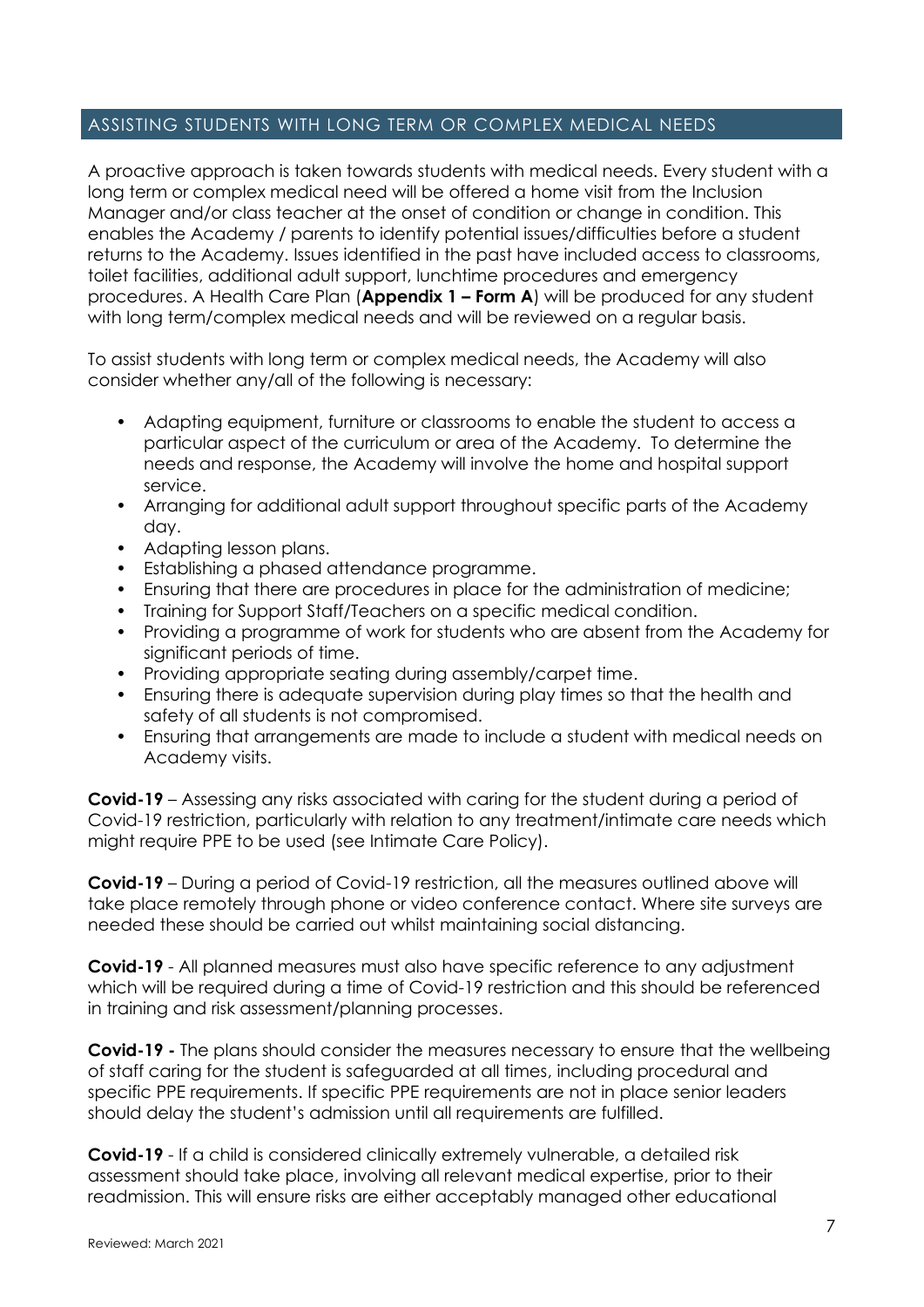## ASSISTING STUDENTS WITH LONG TERM OR COMPLEX MEDICAL NEEDS

A proactive approach is taken towards students with medical needs. Every student with a long term or complex medical need will be offered a home visit from the Inclusion Manager and/or class teacher at the onset of condition or change in condition. This enables the Academy / parents to identify potential issues/difficulties before a student returns to the Academy. Issues identified in the past have included access to classrooms, toilet facilities, additional adult support, lunchtime procedures and emergency procedures. A Health Care Plan (**Appendix 1 – Form A**) will be produced for any student with long term/complex medical needs and will be reviewed on a regular basis.

To assist students with long term or complex medical needs, the Academy will also consider whether any/all of the following is necessary:

- Adapting equipment, furniture or classrooms to enable the student to access a particular aspect of the curriculum or area of the Academy. To determine the needs and response, the Academy will involve the home and hospital support service.
- Arranging for additional adult support throughout specific parts of the Academy day.
- Adapting lesson plans.
- Establishing a phased attendance programme.
- Ensuring that there are procedures in place for the administration of medicine;
- Training for Support Staff/Teachers on a specific medical condition.
- Providing a programme of work for students who are absent from the Academy for significant periods of time.
- Providing appropriate seating during assembly/carpet time.
- Ensuring there is adequate supervision during play times so that the health and safety of all students is not compromised.
- Ensuring that arrangements are made to include a student with medical needs on Academy visits.

**Covid-19** – Assessing any risks associated with caring for the student during a period of Covid-19 restriction, particularly with relation to any treatment/intimate care needs which might require PPE to be used (see Intimate Care Policy).

**Covid-19** – During a period of Covid-19 restriction, all the measures outlined above will take place remotely through phone or video conference contact. Where site surveys are needed these should be carried out whilst maintaining social distancing.

**Covid-19** - All planned measures must also have specific reference to any adjustment which will be required during a time of Covid-19 restriction and this should be referenced in training and risk assessment/planning processes.

**Covid-19 -** The plans should consider the measures necessary to ensure that the wellbeing of staff caring for the student is safeguarded at all times, including procedural and specific PPE requirements. If specific PPE requirements are not in place senior leaders should delay the student's admission until all requirements are fulfilled.

**Covid-19** - If a child is considered clinically extremely vulnerable, a detailed risk assessment should take place, involving all relevant medical expertise, prior to their readmission. This will ensure risks are either acceptably managed other educational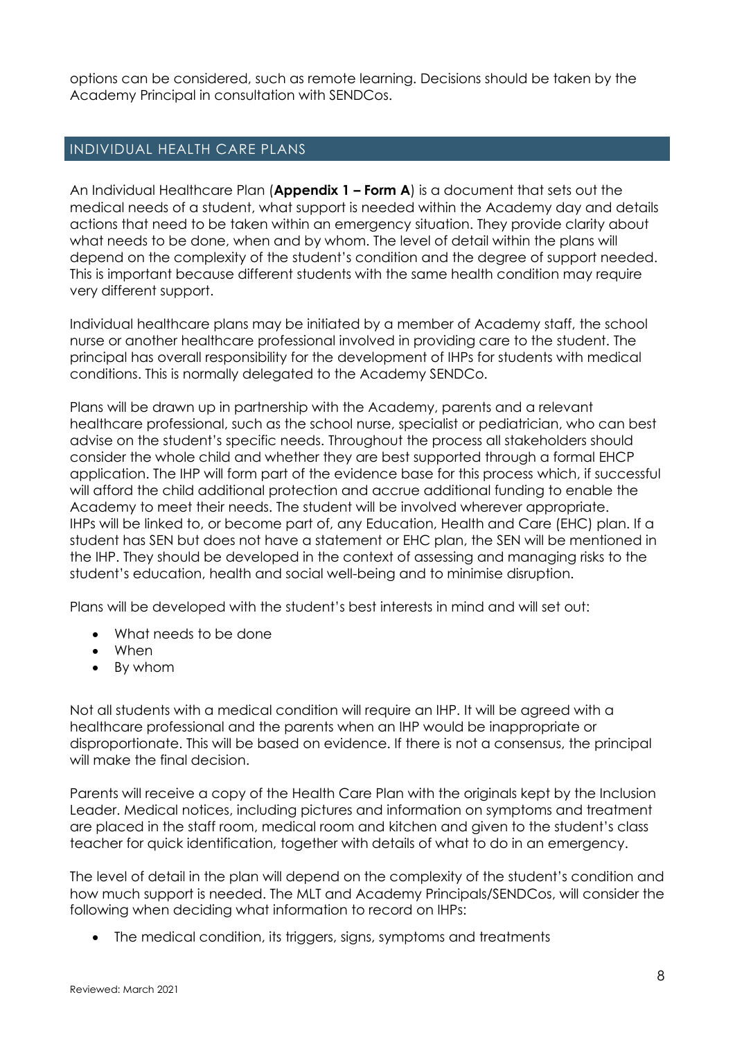options can be considered, such as remote learning. Decisions should be taken by the Academy Principal in consultation with SENDCos.

## INDIVIDUAL HEALTH CARE PLANS

An Individual Healthcare Plan (**Appendix 1 – Form A**) is a document that sets out the medical needs of a student, what support is needed within the Academy day and details actions that need to be taken within an emergency situation. They provide clarity about what needs to be done, when and by whom. The level of detail within the plans will depend on the complexity of the student's condition and the degree of support needed. This is important because different students with the same health condition may require very different support.

Individual healthcare plans may be initiated by a member of Academy staff, the school nurse or another healthcare professional involved in providing care to the student. The principal has overall responsibility for the development of IHPs for students with medical conditions. This is normally delegated to the Academy SENDCo.

Plans will be drawn up in partnership with the Academy, parents and a relevant healthcare professional, such as the school nurse, specialist or pediatrician, who can best advise on the student's specific needs. Throughout the process all stakeholders should consider the whole child and whether they are best supported through a formal EHCP application. The IHP will form part of the evidence base for this process which, if successful will afford the child additional protection and accrue additional funding to enable the Academy to meet their needs. The student will be involved wherever appropriate. IHPs will be linked to, or become part of, any Education, Health and Care (EHC) plan. If a student has SEN but does not have a statement or EHC plan, the SEN will be mentioned in the IHP. They should be developed in the context of assessing and managing risks to the student's education, health and social well-being and to minimise disruption.

Plans will be developed with the student's best interests in mind and will set out:

- What needs to be done
- When
- By whom

Not all students with a medical condition will require an IHP. It will be agreed with a healthcare professional and the parents when an IHP would be inappropriate or disproportionate. This will be based on evidence. If there is not a consensus, the principal will make the final decision.

Parents will receive a copy of the Health Care Plan with the originals kept by the Inclusion Leader. Medical notices, including pictures and information on symptoms and treatment are placed in the staff room, medical room and kitchen and given to the student's class teacher for quick identification, together with details of what to do in an emergency.

The level of detail in the plan will depend on the complexity of the student's condition and how much support is needed. The MLT and Academy Principals/SENDCos, will consider the following when deciding what information to record on IHPs:

- The medical condition, its triggers, signs, symptoms and treatments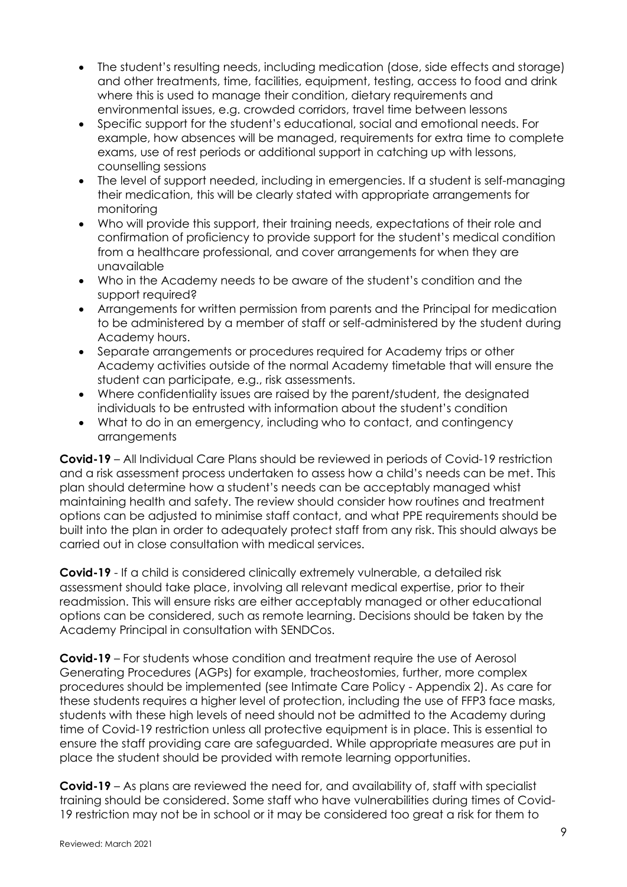- The student's resulting needs, including medication (dose, side effects and storage) and other treatments, time, facilities, equipment, testing, access to food and drink where this is used to manage their condition, dietary requirements and environmental issues, e.g. crowded corridors, travel time between lessons
- Specific support for the student's educational, social and emotional needs. For example, how absences will be managed, requirements for extra time to complete exams, use of rest periods or additional support in catching up with lessons, counselling sessions
- The level of support needed, including in emergencies. If a student is self-managing their medication, this will be clearly stated with appropriate arrangements for monitoring
- Who will provide this support, their training needs, expectations of their role and confirmation of proficiency to provide support for the student's medical condition from a healthcare professional, and cover arrangements for when they are unavailable
- Who in the Academy needs to be aware of the student's condition and the support required?
- Arrangements for written permission from parents and the Principal for medication to be administered by a member of staff or self-administered by the student during Academy hours.
- Separate arrangements or procedures required for Academy trips or other Academy activities outside of the normal Academy timetable that will ensure the student can participate, e.g., risk assessments.
- Where confidentiality issues are raised by the parent/student, the designated individuals to be entrusted with information about the student's condition
- What to do in an emergency, including who to contact, and contingency arrangements

**Covid-19** – All Individual Care Plans should be reviewed in periods of Covid-19 restriction and a risk assessment process undertaken to assess how a child's needs can be met. This plan should determine how a student's needs can be acceptably managed whist maintaining health and safety. The review should consider how routines and treatment options can be adjusted to minimise staff contact, and what PPE requirements should be built into the plan in order to adequately protect staff from any risk. This should always be carried out in close consultation with medical services.

**Covid-19** - If a child is considered clinically extremely vulnerable, a detailed risk assessment should take place, involving all relevant medical expertise, prior to their readmission. This will ensure risks are either acceptably managed or other educational options can be considered, such as remote learning. Decisions should be taken by the Academy Principal in consultation with SENDCos.

**Covid-19** – For students whose condition and treatment require the use of Aerosol Generating Procedures (AGPs) for example, tracheostomies, further, more complex procedures should be implemented (see Intimate Care Policy - Appendix 2). As care for these students requires a higher level of protection, including the use of FFP3 face masks, students with these high levels of need should not be admitted to the Academy during time of Covid-19 restriction unless all protective equipment is in place. This is essential to ensure the staff providing care are safeguarded. While appropriate measures are put in place the student should be provided with remote learning opportunities.

**Covid-19** – As plans are reviewed the need for, and availability of, staff with specialist training should be considered. Some staff who have vulnerabilities during times of Covid-19 restriction may not be in school or it may be considered too great a risk for them to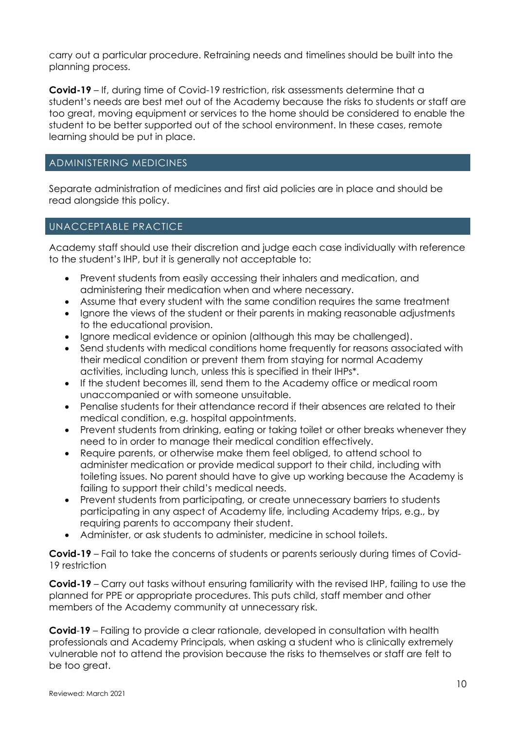carry out a particular procedure. Retraining needs and timelines should be built into the planning process.

**Covid-19** – If, during time of Covid-19 restriction, risk assessments determine that a student's needs are best met out of the Academy because the risks to students or staff are too great, moving equipment or services to the home should be considered to enable the student to be better supported out of the school environment. In these cases, remote learning should be put in place.

## ADMINISTERING MEDICINES

Separate administration of medicines and first aid policies are in place and should be read alongside this policy.

## UNACCEPTABLE PRACTICE

Academy staff should use their discretion and judge each case individually with reference to the student's IHP, but it is generally not acceptable to:

- Prevent students from easily accessing their inhalers and medication, and administering their medication when and where necessary.
- Assume that every student with the same condition requires the same treatment
- Ignore the views of the student or their parents in making reasonable adjustments to the educational provision.
- Ignore medical evidence or opinion (although this may be challenged).
- Send students with medical conditions home frequently for reasons associated with their medical condition or prevent them from staying for normal Academy activities, including lunch, unless this is specified in their IHPs*.
- If the student becomes ill, send them to the Academy office or medical room unaccompanied or with someone unsuitable.
- Penalise students for their attendance record if their absences are related to their medical condition, e.g. hospital appointments.
- Prevent students from drinking, eating or taking toilet or other breaks whenever they need to in order to manage their medical condition effectively.
- Require parents, or otherwise make them feel obliged, to attend school to administer medication or provide medical support to their child, including with toileting issues. No parent should have to give up working because the Academy is failing to support their child's medical needs.
- Prevent students from participating, or create unnecessary barriers to students participating in any aspect of Academy life, including Academy trips, e.g., by requiring parents to accompany their student.
- Administer, or ask students to administer, medicine in school toilets.

**Covid-19** – Fail to take the concerns of students or parents seriously during times of Covid-19 restriction

**Covid-19** – Carry out tasks without ensuring familiarity with the revised IHP, failing to use the planned for PPE or appropriate procedures. This puts child, staff member and other members of the Academy community at unnecessary risk.

**Covid-19** – Failing to provide a clear rationale, developed in consultation with health professionals and Academy Principals, when asking a student who is clinically extremely vulnerable not to attend the provision because the risks to themselves or staff are felt to be too great.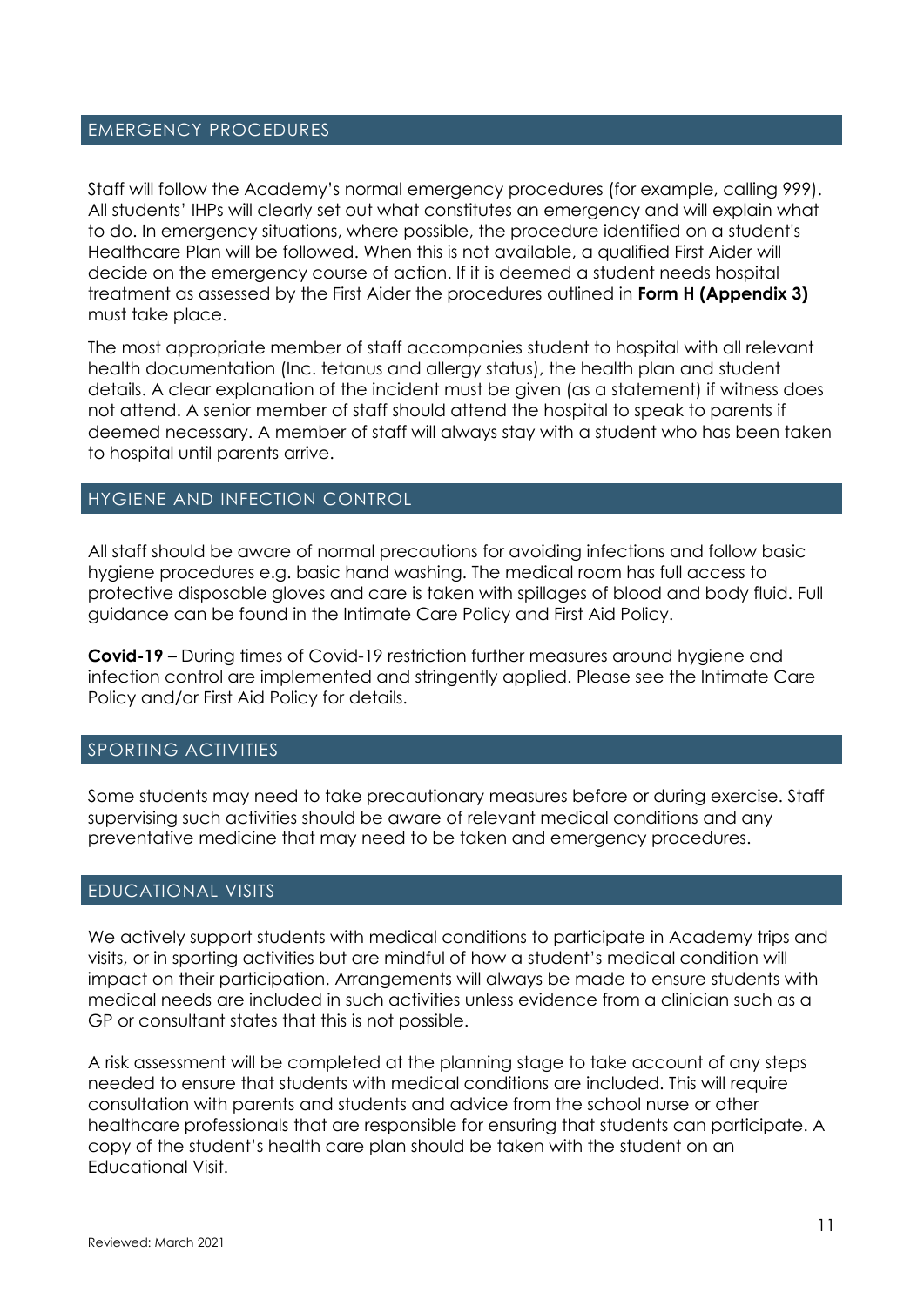## EMERGENCY PROCEDURES

Staff will follow the Academy's normal emergency procedures (for example, calling 999). All students' IHPs will clearly set out what constitutes an emergency and will explain what to do. In emergency situations, where possible, the procedure identified on a student's Healthcare Plan will be followed. When this is not available, a qualified First Aider will decide on the emergency course of action. If it is deemed a student needs hospital treatment as assessed by the First Aider the procedures outlined in **Form H (Appendix 3)** must take place.

The most appropriate member of staff accompanies student to hospital with all relevant health documentation (Inc. tetanus and allergy status), the health plan and student details. A clear explanation of the incident must be given (as a statement) if witness does not attend. A senior member of staff should attend the hospital to speak to parents if deemed necessary. A member of staff will always stay with a student who has been taken to hospital until parents arrive.

## HYGIENE AND INFECTION CONTROL

All staff should be aware of normal precautions for avoiding infections and follow basic hygiene procedures e.g. basic hand washing. The medical room has full access to protective disposable gloves and care is taken with spillages of blood and body fluid. Full guidance can be found in the Intimate Care Policy and First Aid Policy.

**Covid-19** – During times of Covid-19 restriction further measures around hygiene and infection control are implemented and stringently applied. Please see the Intimate Care Policy and/or First Aid Policy for details.

## SPORTING ACTIVITIES

Some students may need to take precautionary measures before or during exercise. Staff supervising such activities should be aware of relevant medical conditions and any preventative medicine that may need to be taken and emergency procedures.

## EDUCATIONAL VISITS

We actively support students with medical conditions to participate in Academy trips and visits, or in sporting activities but are mindful of how a student's medical condition will impact on their participation. Arrangements will always be made to ensure students with medical needs are included in such activities unless evidence from a clinician such as a GP or consultant states that this is not possible.

A risk assessment will be completed at the planning stage to take account of any steps needed to ensure that students with medical conditions are included. This will require consultation with parents and students and advice from the school nurse or other healthcare professionals that are responsible for ensuring that students can participate. A copy of the student's health care plan should be taken with the student on an Educational Visit.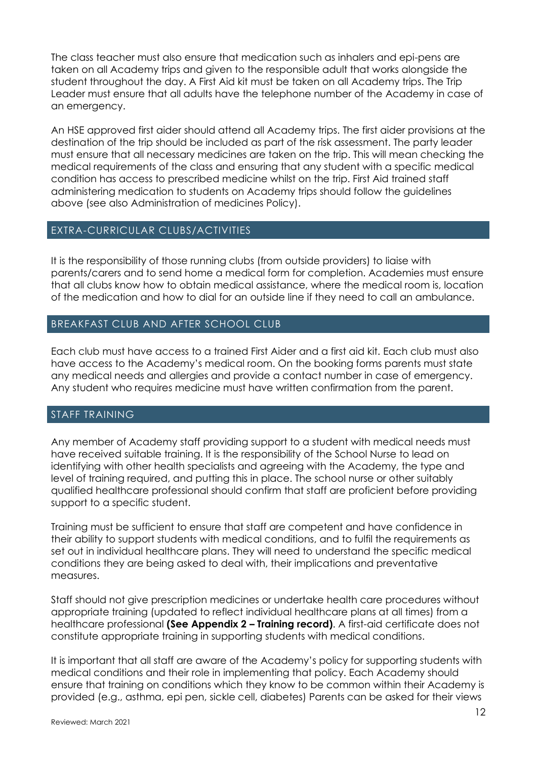The class teacher must also ensure that medication such as inhalers and epi-pens are taken on all Academy trips and given to the responsible adult that works alongside the student throughout the day. A First Aid kit must be taken on all Academy trips. The Trip Leader must ensure that all adults have the telephone number of the Academy in case of an emergency.

An HSE approved first aider should attend all Academy trips. The first aider provisions at the destination of the trip should be included as part of the risk assessment. The party leader must ensure that all necessary medicines are taken on the trip. This will mean checking the medical requirements of the class and ensuring that any student with a specific medical condition has access to prescribed medicine whilst on the trip. First Aid trained staff administering medication to students on Academy trips should follow the guidelines above (see also Administration of medicines Policy).

## EXTRA-CURRICULAR CLUBS/ACTIVITIES

It is the responsibility of those running clubs (from outside providers) to liaise with parents/carers and to send home a medical form for completion. Academies must ensure that all clubs know how to obtain medical assistance, where the medical room is, location of the medication and how to dial for an outside line if they need to call an ambulance.

## BREAKFAST CLUB AND AFTER SCHOOL CLUB

Each club must have access to a trained First Aider and a first aid kit. Each club must also have access to the Academy's medical room. On the booking forms parents must state any medical needs and allergies and provide a contact number in case of emergency. Any student who requires medicine must have written confirmation from the parent.

## STAFF TRAINING

Any member of Academy staff providing support to a student with medical needs must have received suitable training. It is the responsibility of the School Nurse to lead on identifying with other health specialists and agreeing with the Academy, the type and level of training required, and putting this in place. The school nurse or other suitably qualified healthcare professional should confirm that staff are proficient before providing support to a specific student.

Training must be sufficient to ensure that staff are competent and have confidence in their ability to support students with medical conditions, and to fulfil the requirements as set out in individual healthcare plans. They will need to understand the specific medical conditions they are being asked to deal with, their implications and preventative measures.

Staff should not give prescription medicines or undertake health care procedures without appropriate training (updated to reflect individual healthcare plans at all times) from a healthcare professional **(See Appendix 2 – Training record)**. A first-aid certificate does not constitute appropriate training in supporting students with medical conditions.

It is important that all staff are aware of the Academy's policy for supporting students with medical conditions and their role in implementing that policy. Each Academy should ensure that training on conditions which they know to be common within their Academy is provided (e.g., asthma, epi pen, sickle cell, diabetes) Parents can be asked for their views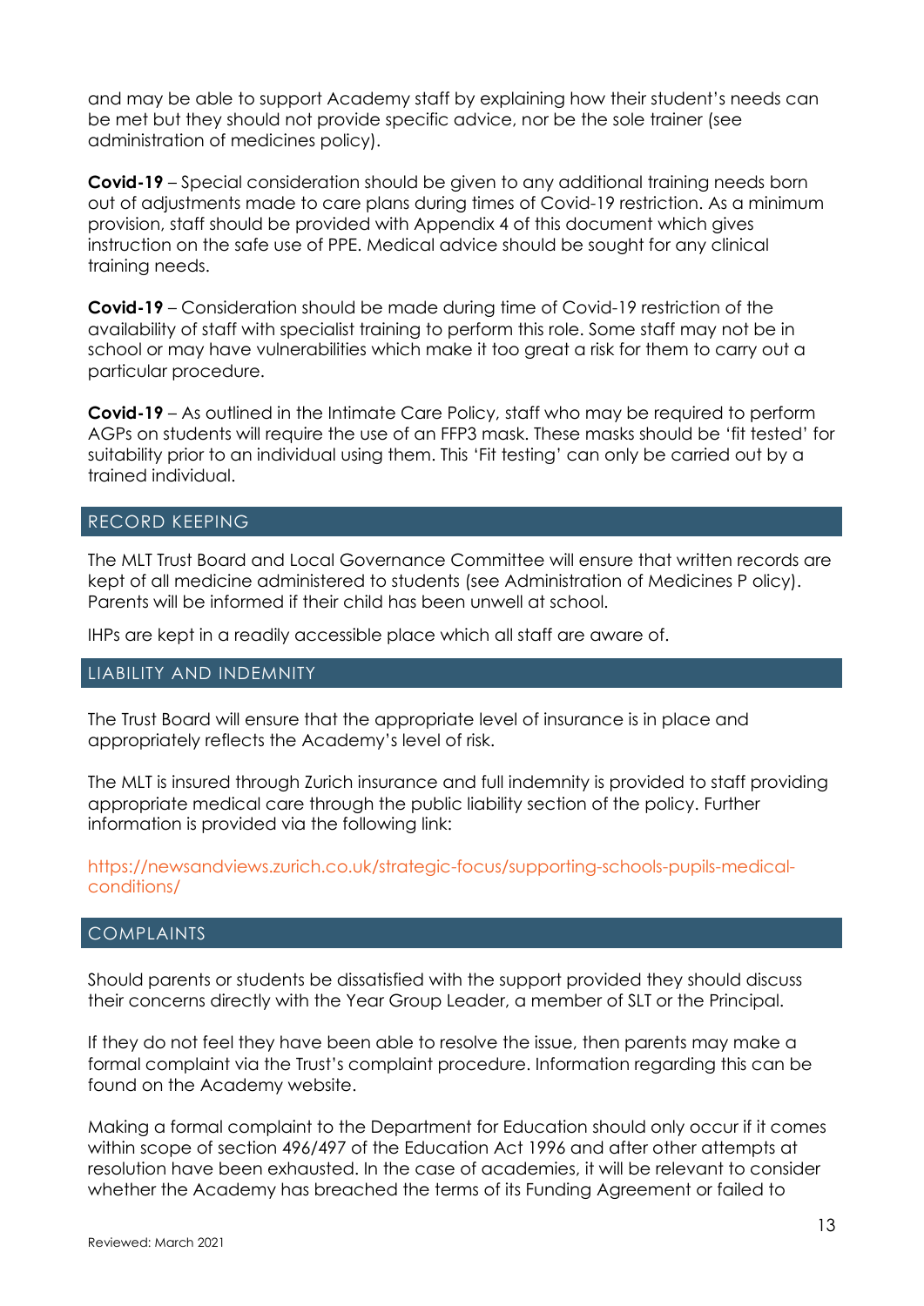and may be able to support Academy staff by explaining how their student's needs can be met but they should not provide specific advice, nor be the sole trainer (see administration of medicines policy).

**Covid-19** – Special consideration should be given to any additional training needs born out of adjustments made to care plans during times of Covid-19 restriction. As a minimum provision, staff should be provided with Appendix 4 of this document which gives instruction on the safe use of PPE. Medical advice should be sought for any clinical training needs.

**Covid-19** – Consideration should be made during time of Covid-19 restriction of the availability of staff with specialist training to perform this role. Some staff may not be in school or may have vulnerabilities which make it too great a risk for them to carry out a particular procedure.

**Covid-19** – As outlined in the Intimate Care Policy, staff who may be required to perform AGPs on students will require the use of an FFP3 mask. These masks should be 'fit tested' for suitability prior to an individual using them. This 'Fit testing' can only be carried out by a trained individual.

## RECORD KEEPING

The MLT Trust Board and Local Governance Committee will ensure that written records are kept of all medicine administered to students (see Administration of Medicines P olicy). Parents will be informed if their child has been unwell at school.

IHPs are kept in a readily accessible place which all staff are aware of.

## LIABILITY AND INDEMNITY

The Trust Board will ensure that the appropriate level of insurance is in place and appropriately reflects the Academy's level of risk.

The MLT is insured through Zurich insurance and full indemnity is provided to staff providing appropriate medical care through the public liability section of the policy. Further information is provided via the following link:

https://newsandviews.zurich.co.uk/strategic-focus/supporting-schools-pupils-medical-conditions/

## COMPLAINTS

Should parents or students be dissatisfied with the support provided they should discuss their concerns directly with the Year Group Leader, a member of SLT or the Principal.

If they do not feel they have been able to resolve the issue, then parents may make a formal complaint via the Trust's complaint procedure. Information regarding this can be found on the Academy website.

Making a formal complaint to the Department for Education should only occur if it comes within scope of section 496/497 of the Education Act 1996 and after other attempts at resolution have been exhausted. In the case of academies, it will be relevant to consider whether the Academy has breached the terms of its Funding Agreement or failed to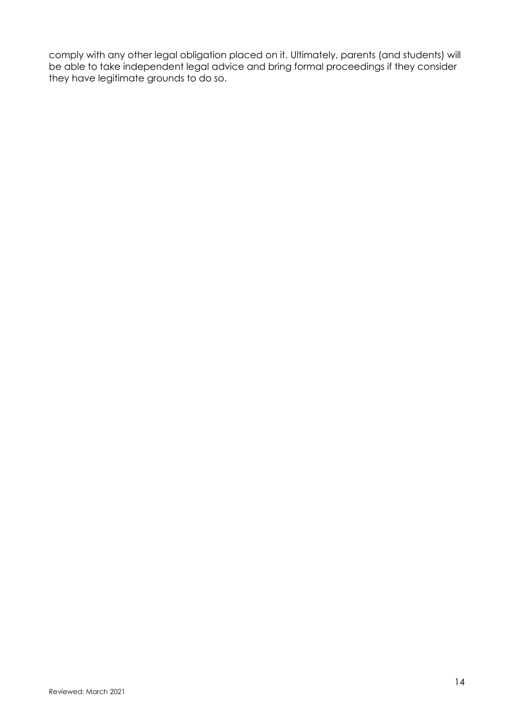comply with any other legal obligation placed on it. Ultimately, parents (and students) will be able to take independent legal advice and bring formal proceedings if they consider they have legitimate grounds to do so.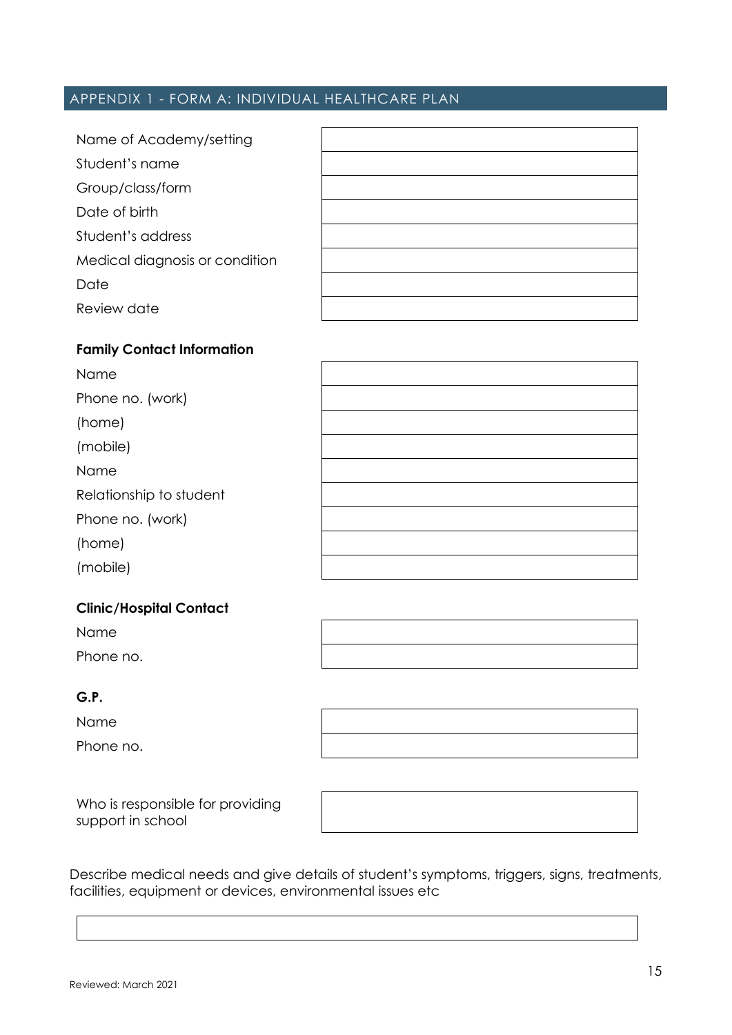## APPENDIX 1 - FORM A: INDIVIDUAL HEALTHCARE PLAN

| | |
|---|---|
| Name of Academy/setting | |
| Student's name | |
| Group/class/form | |
| Date of birth | |
| Student's address | |
| Medical diagnosis or condition | |
| Date | |
| Review date | |

**Family Contact Information**

| | |
|---|---|
| Name | |
| Phone no. (work) | |
| (home) | |
| (mobile) | |
| Name | |
| Relationship to student | |
| Phone no. (work) | |
| (home) | |
| (mobile) | |

**Clinic/Hospital Contact**

| | |
|---|---|
| Name | |
| Phone no. | |

**G.P.**

| | |
|---|---|
| Name | |
| Phone no. | |

| | |
|---|---|
| Who is responsible for providing support in school | |

Describe medical needs and give details of student's symptoms, triggers, signs, treatments, facilities, equipment or devices, environmental issues etc

| |
|---|
| |

Reviewed: March 2021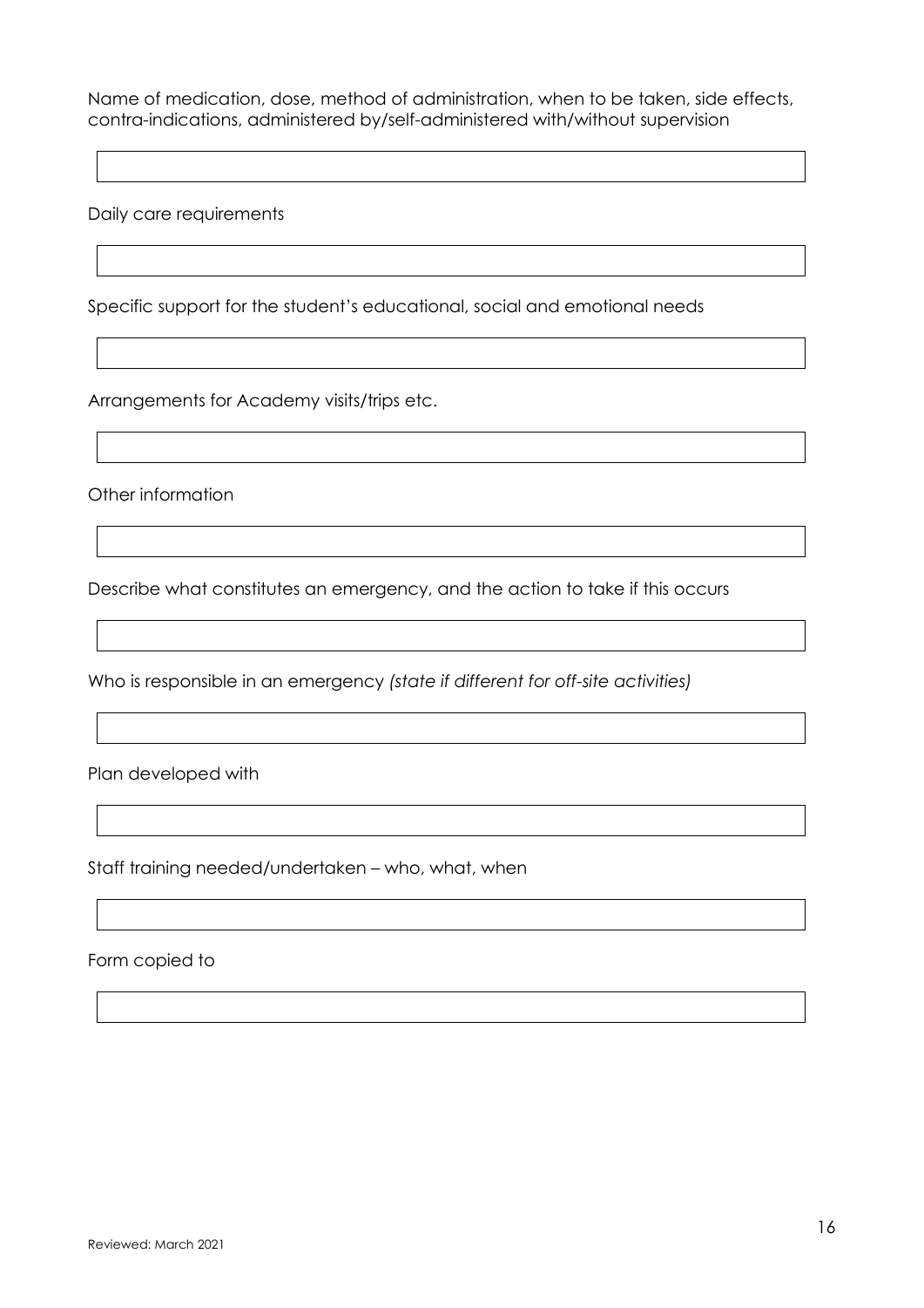Name of medication, dose, method of administration, when to be taken, side effects, contra-indications, administered by/self-administered with/without supervision

Daily care requirements

Specific support for the student's educational, social and emotional needs

Arrangements for Academy visits/trips etc.

Other information

Describe what constitutes an emergency, and the action to take if this occurs

Who is responsible in an emergency *(state if different for off-site activities)*

Plan developed with

Staff training needed/undertaken – who, what, when

Form copied to

Reviewed: March 2021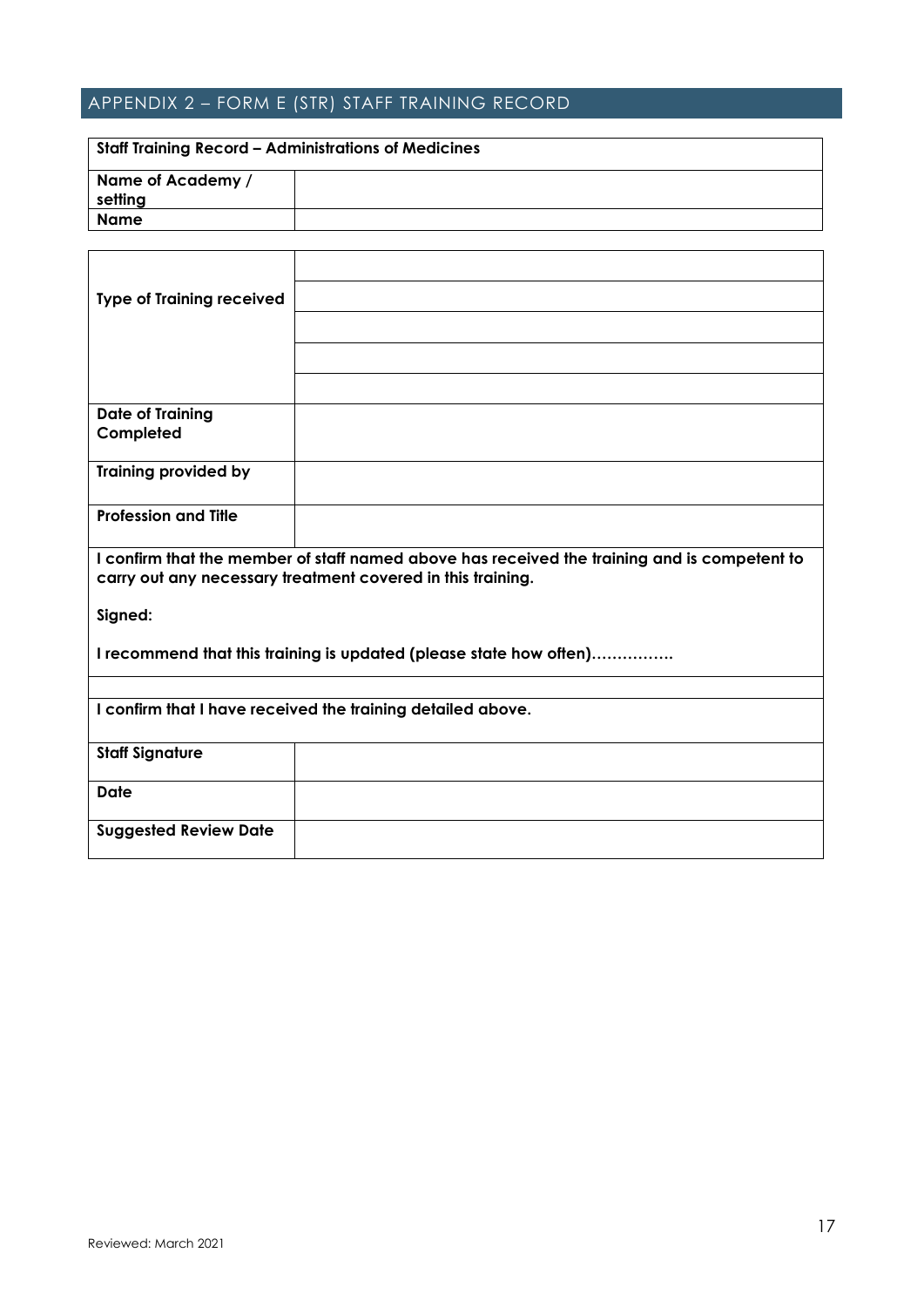## APPENDIX 2 – FORM E (STR) STAFF TRAINING RECORD

| Staff Training Record – Administrations of Medicines | |
|---|---|
| **Name of Academy / setting** | |
| **Name** | |

| | |
|---|---|
| **Type of Training received** | |
| | |
| | |
| | |
| | |
| **Date of Training Completed** | |
| **Training provided by** | |
| **Profession and Title** | |

**I confirm that the member of staff named above has received the training and is competent to carry out any necessary treatment covered in this training.**

**Signed:**

**I recommend that this training is updated (please state how often)…………….**

**I confirm that I have received the training detailed above.**

| | |
|---|---|
| **Staff Signature** | |
| **Date** | |
| **Suggested Review Date** | |

Reviewed: March 2021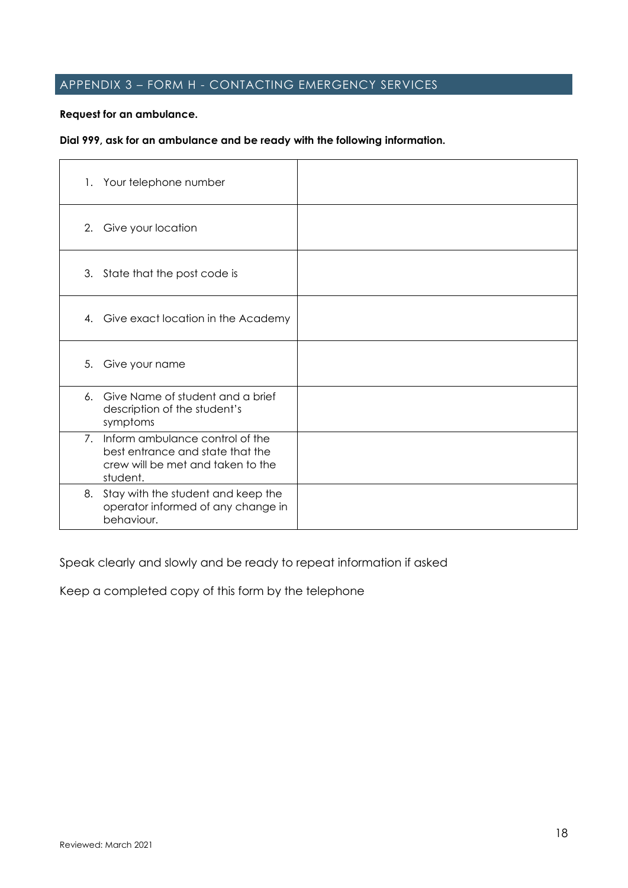## APPENDIX 3 – FORM H - CONTACTING EMERGENCY SERVICES

**Request for an ambulance.**

**Dial 999, ask for an ambulance and be ready with the following information.**

| | |
|---|---|
| 1. Your telephone number | |
| 2. Give your location | |
| 3. State that the post code is | |
| 4. Give exact location in the Academy | |
| 5. Give your name | |
| 6. Give Name of student and a brief description of the student's symptoms | |
| 7. Inform ambulance control of the best entrance and state that the crew will be met and taken to the student. | |
| 8. Stay with the student and keep the operator informed of any change in behaviour. | |

Speak clearly and slowly and be ready to repeat information if asked

Keep a completed copy of this form by the telephone

Reviewed: March 2021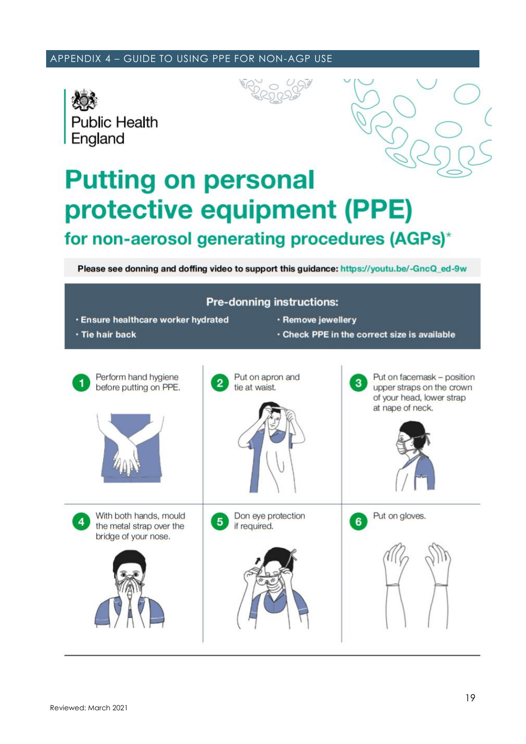## APPENDIX 4 – GUIDE TO USING PPE FOR NON-AGP USE

Public Health England

# Putting on personal protective equipment (PPE)

## for non-aerosol generating procedures (AGPs)*

**Please see donning and doffing video to support this guidance: https://youtu.be/-GncQ_ed-9w**

### Pre-donning instructions:

- Ensure healthcare worker hydrated
- Tie hair back
- Remove jewellery
- Check PPE in the correct size is available

1. Perform hand hygiene before putting on PPE.
2. Put on apron and tie at waist.
3. Put on facemask – position upper straps on the crown of your head, lower strap at nape of neck.
4. With both hands, mould the metal strap over the bridge of your nose.
5. Don eye protection if required.
6. Put on gloves.

Reviewed: March 2021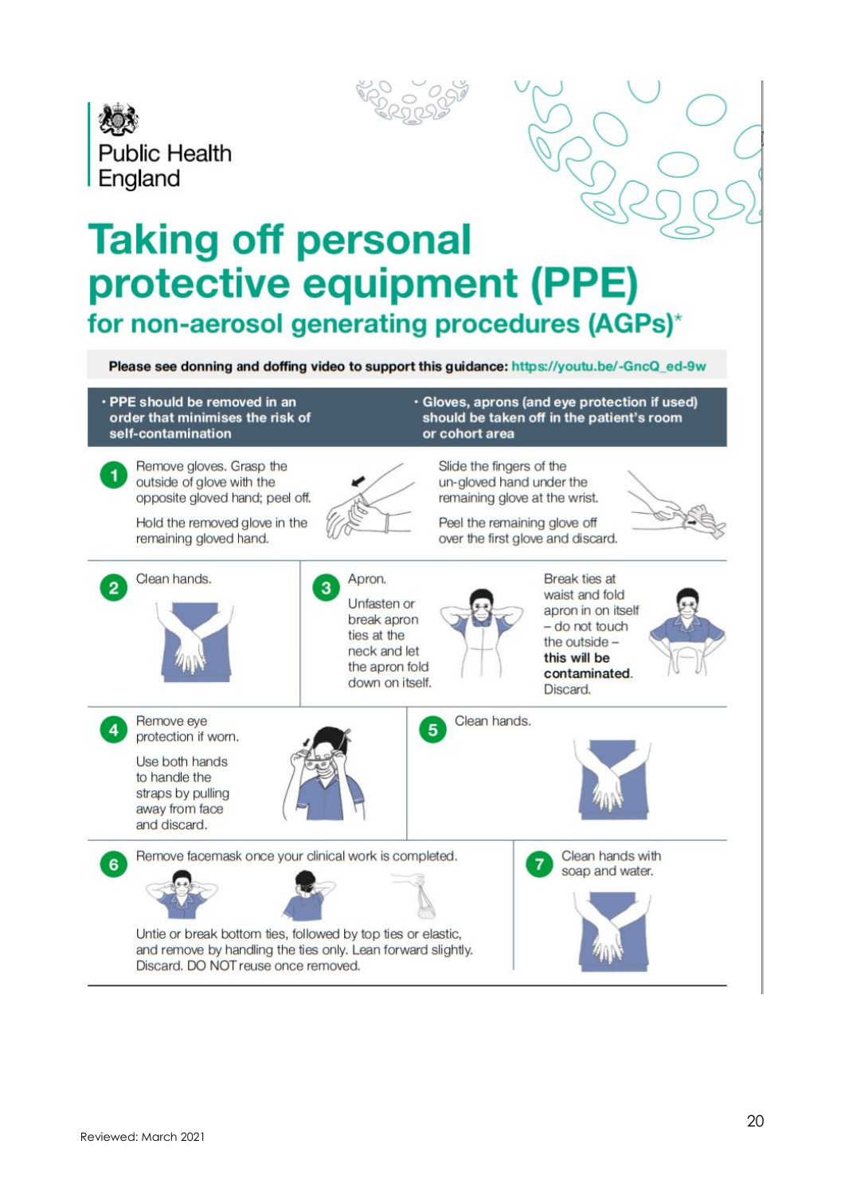Public Health England

# Taking off personal protective equipment (PPE)

## for non-aerosol generating procedures (AGPs)*

**Please see donning and doffing video to support this guidance: https://youtu.be/-GncQ_ed-9w**

- **PPE should be removed in an order that minimises the risk of self-contamination**
- **Gloves, aprons (and eye protection if used) should be taken off in the patient's room or cohort area**

**1** Remove gloves. Grasp the outside of glove with the opposite gloved hand; peel off.

Hold the removed glove in the remaining gloved hand.

Slide the fingers of the un-gloved hand under the remaining glove at the wrist.

Peel the remaining glove off over the first glove and discard.

**2** Clean hands.

**3** Apron.

Unfasten or break apron ties at the neck and let the apron fold down on itself.

Break ties at waist and fold apron in on itself – do not touch the outside – **this will be contaminated**. Discard.

**4** Remove eye protection if worn.

Use both hands to handle the straps by pulling away from face and discard.

**5** Clean hands.

**6** Remove facemask once your clinical work is completed.

Untie or break bottom ties, followed by top ties or elastic, and remove by handling the ties only. Lean forward slightly. Discard. DO NOT reuse once removed.

**7** Clean hands with soap and water.

Reviewed: March 2021